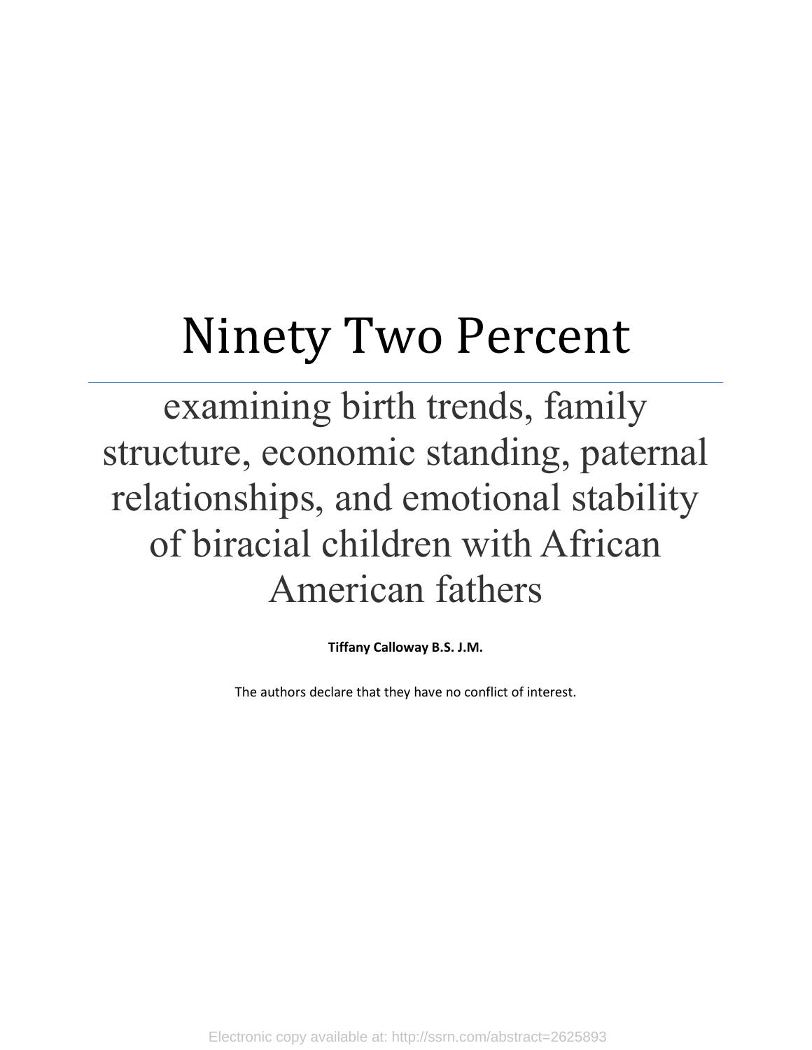# Ninety Two Percent

## examining birth trends, family structure, economic standing, paternal relationships, and emotional stability of biracial children with African American fathers

**Tiffany Calloway B.S. J.M.**

The authors declare that they have no conflict of interest.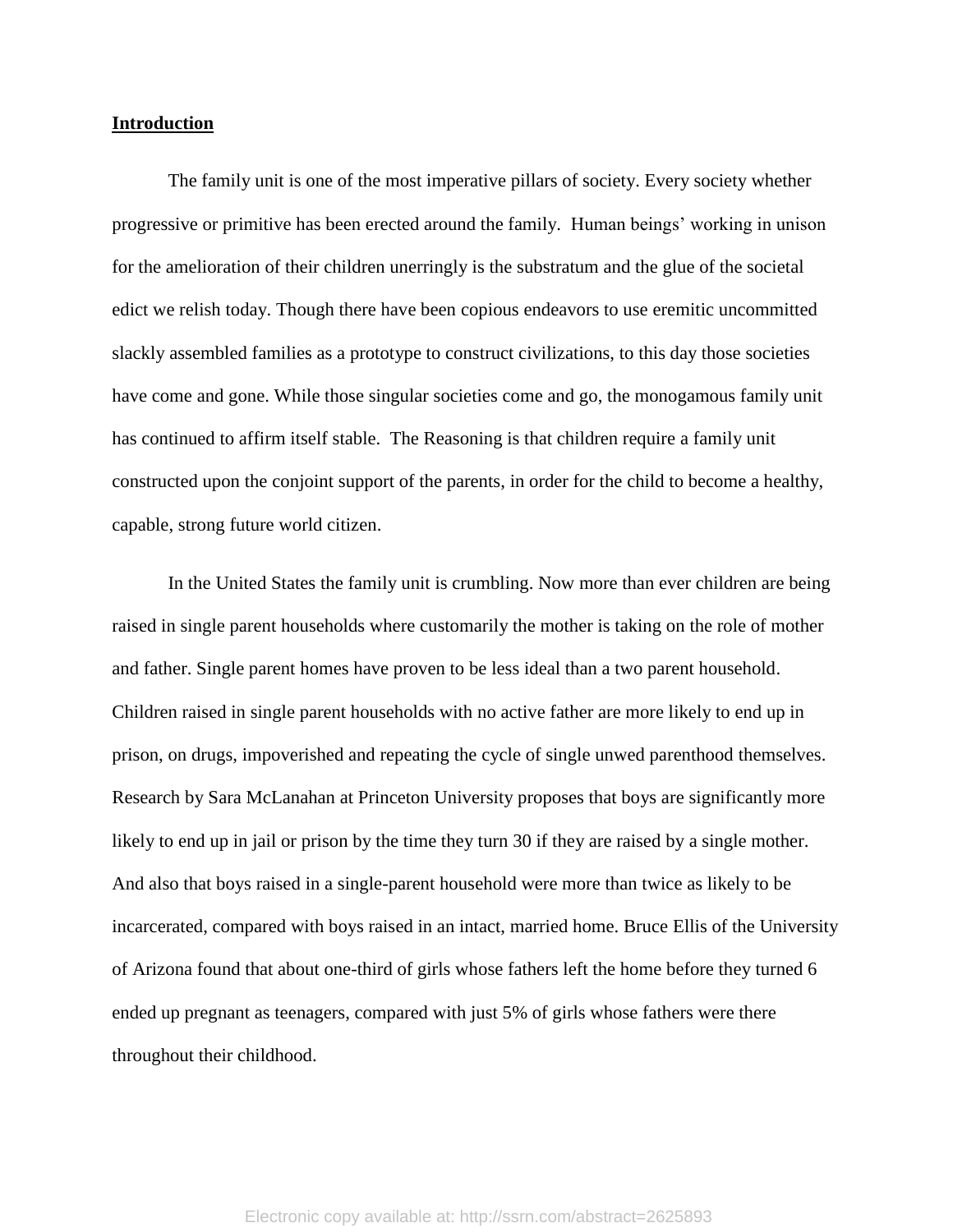## Introduction

The family unit is one of the most imperative pillars of society. Every society whether progressive or primitive has been erected around the family. Human beings' working in unison for the amelioration of their children unerringly is the substratum and the glue of the societal edict we relish today. Though there have been copious endeavors to use eremitic uncommitted slackly assembled families as a prototype to construct civilizations, to this day those societies have come and gone. While those singular societies come and go, the monogamous family unit has continued to affirm itself stable. The Reasoning is that children require a family unit constructed upon the conjoint support of the parents, in order for the child to become a healthy, capable, strong future world citizen.

In the United States the family unit is crumbling. Now more than ever children are being raised in single parent households where customarily the mother is taking on the role of mother and father. Single parent homes have proven to be less ideal than a two parent household. Children raised in single parent households with no active father are more likely to end up in prison, on drugs, impoverished and repeating the cycle of single unwed parenthood themselves. Research by Sara McLanahan at Princeton University proposes that boys are significantly more likely to end up in jail or prison by the time they turn 30 if they are raised by a single mother. And also that boys raised in a single-parent household were more than twice as likely to be incarcerated, compared with boys raised in an intact, married home. Bruce Ellis of the University of Arizona found that about one-third of girls whose fathers left the home before they turned 6 ended up pregnant as teenagers, compared with just 5% of girls whose fathers were there throughout their childhood.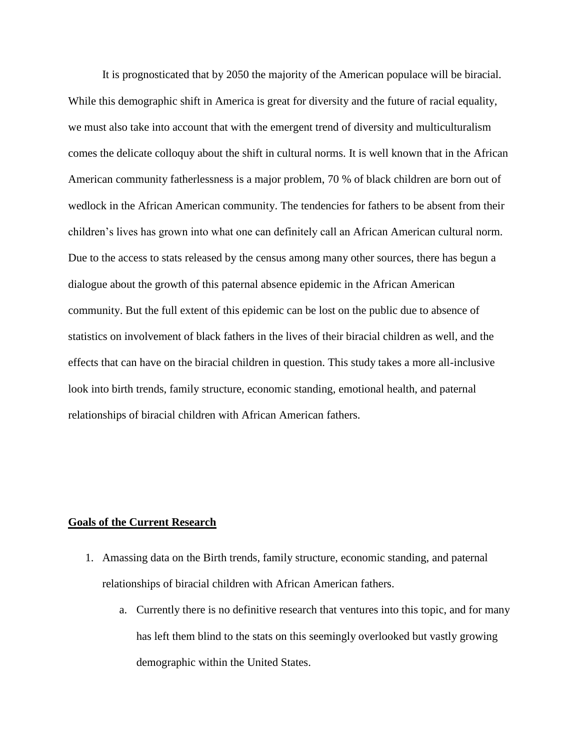It is prognosticated that by 2050 the majority of the American populace will be biracial. While this demographic shift in America is great for diversity and the future of racial equality, we must also take into account that with the emergent trend of diversity and multiculturalism comes the delicate colloquy about the shift in cultural norms. It is well known that in the African American community fatherlessness is a major problem, 70 % of black children are born out of wedlock in the African American community. The tendencies for fathers to be absent from their children's lives has grown into what one can definitely call an African American cultural norm. Due to the access to stats released by the census among many other sources, there has begun a dialogue about the growth of this paternal absence epidemic in the African American community. But the full extent of this epidemic can be lost on the public due to absence of statistics on involvement of black fathers in the lives of their biracial children as well, and the effects that can have on the biracial children in question. This study takes a more all-inclusive look into birth trends, family structure, economic standing, emotional health, and paternal relationships of biracial children with African American fathers.

## **Goals of the Current Research**

1. Amassing data on the Birth trends, family structure, economic standing, and paternal relationships of biracial children with African American fathers.
   a. Currently there is no definitive research that ventures into this topic, and for many has left them blind to the stats on this seemingly overlooked but vastly growing demographic within the United States.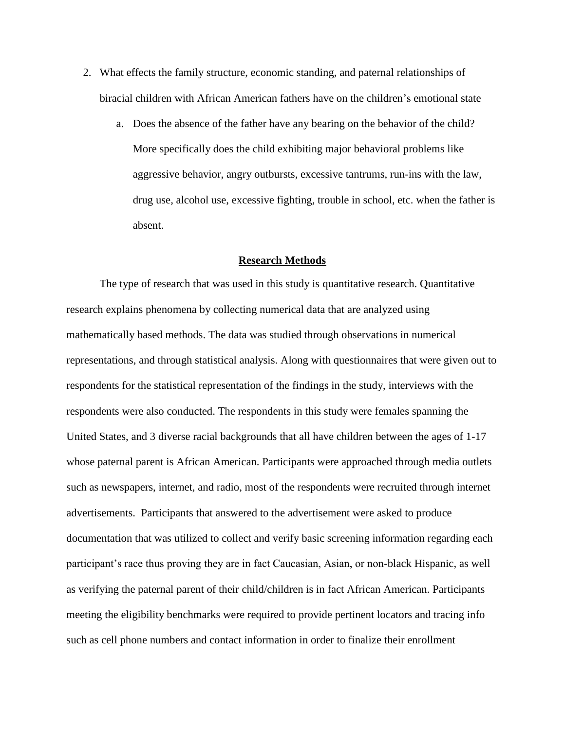2. What effects the family structure, economic standing, and paternal relationships of biracial children with African American fathers have on the children's emotional state
   a. Does the absence of the father have any bearing on the behavior of the child? More specifically does the child exhibiting major behavioral problems like aggressive behavior, angry outbursts, excessive tantrums, run-ins with the law, drug use, alcohol use, excessive fighting, trouble in school, etc. when the father is absent.

## **Research Methods**

The type of research that was used in this study is quantitative research. Quantitative research explains phenomena by collecting numerical data that are analyzed using mathematically based methods. The data was studied through observations in numerical representations, and through statistical analysis. Along with questionnaires that were given out to respondents for the statistical representation of the findings in the study, interviews with the respondents were also conducted. The respondents in this study were females spanning the United States, and 3 diverse racial backgrounds that all have children between the ages of 1-17 whose paternal parent is African American. Participants were approached through media outlets such as newspapers, internet, and radio, most of the respondents were recruited through internet advertisements. Participants that answered to the advertisement were asked to produce documentation that was utilized to collect and verify basic screening information regarding each participant's race thus proving they are in fact Caucasian, Asian, or non-black Hispanic, as well as verifying the paternal parent of their child/children is in fact African American. Participants meeting the eligibility benchmarks were required to provide pertinent locators and tracing info such as cell phone numbers and contact information in order to finalize their enrollment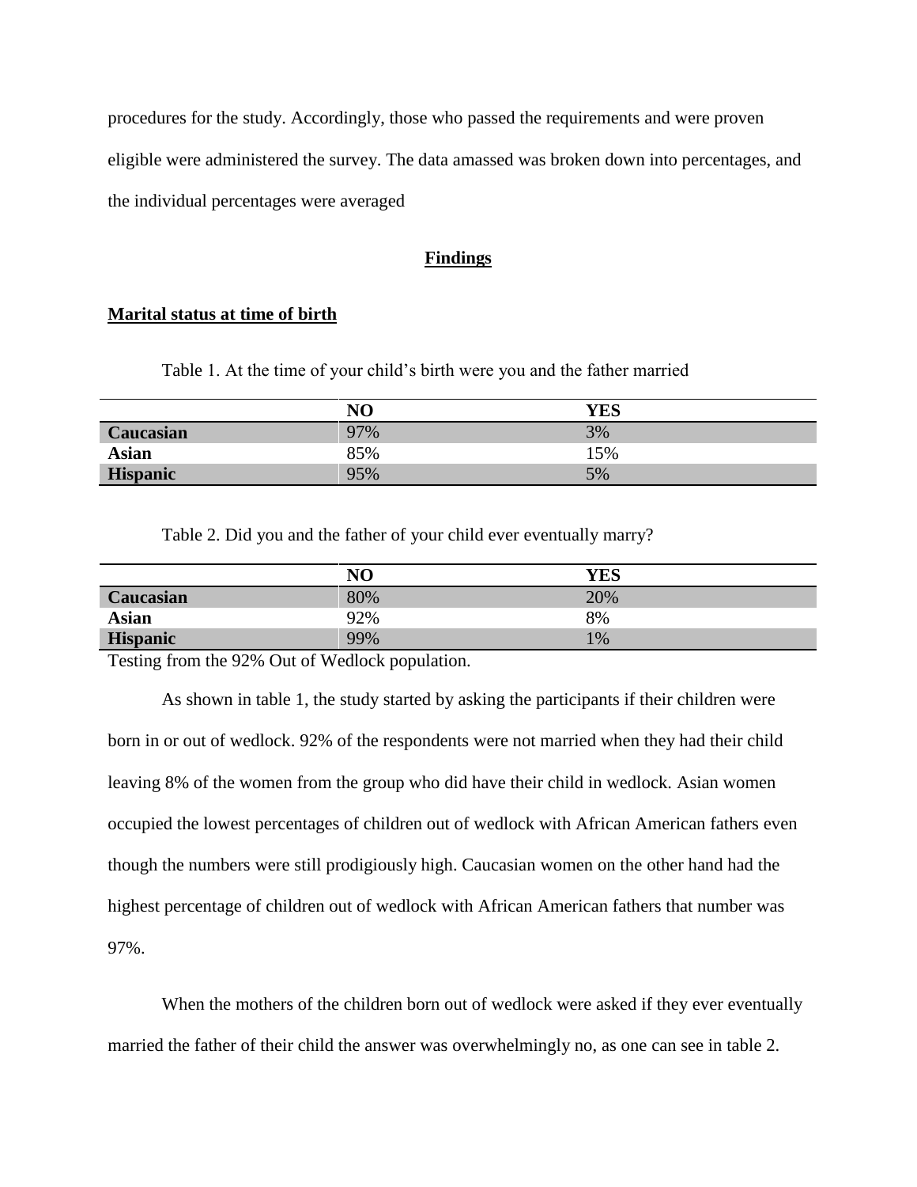procedures for the study. Accordingly, those who passed the requirements and were proven eligible were administered the survey. The data amassed was broken down into percentages, and the individual percentages were averaged

## Findings

### Marital status at time of birth

Table 1. At the time of your child's birth were you and the father married

| | NO | YES |
|---|---|---|
| **Caucasian** | 97% | 3% |
| **Asian** | 85% | 15% |
| **Hispanic** | 95% | 5% |

Table 2. Did you and the father of your child ever eventually marry?

| | NO | YES |
|---|---|---|
| **Caucasian** | 80% | 20% |
| **Asian** | 92% | 8% |
| **Hispanic** | 99% | 1% |

Testing from the 92% Out of Wedlock population.

As shown in table 1, the study started by asking the participants if their children were born in or out of wedlock. 92% of the respondents were not married when they had their child leaving 8% of the women from the group who did have their child in wedlock. Asian women occupied the lowest percentages of children out of wedlock with African American fathers even though the numbers were still prodigiously high. Caucasian women on the other hand had the highest percentage of children out of wedlock with African American fathers that number was 97%.

When the mothers of the children born out of wedlock were asked if they ever eventually married the father of their child the answer was overwhelmingly no, as one can see in table 2.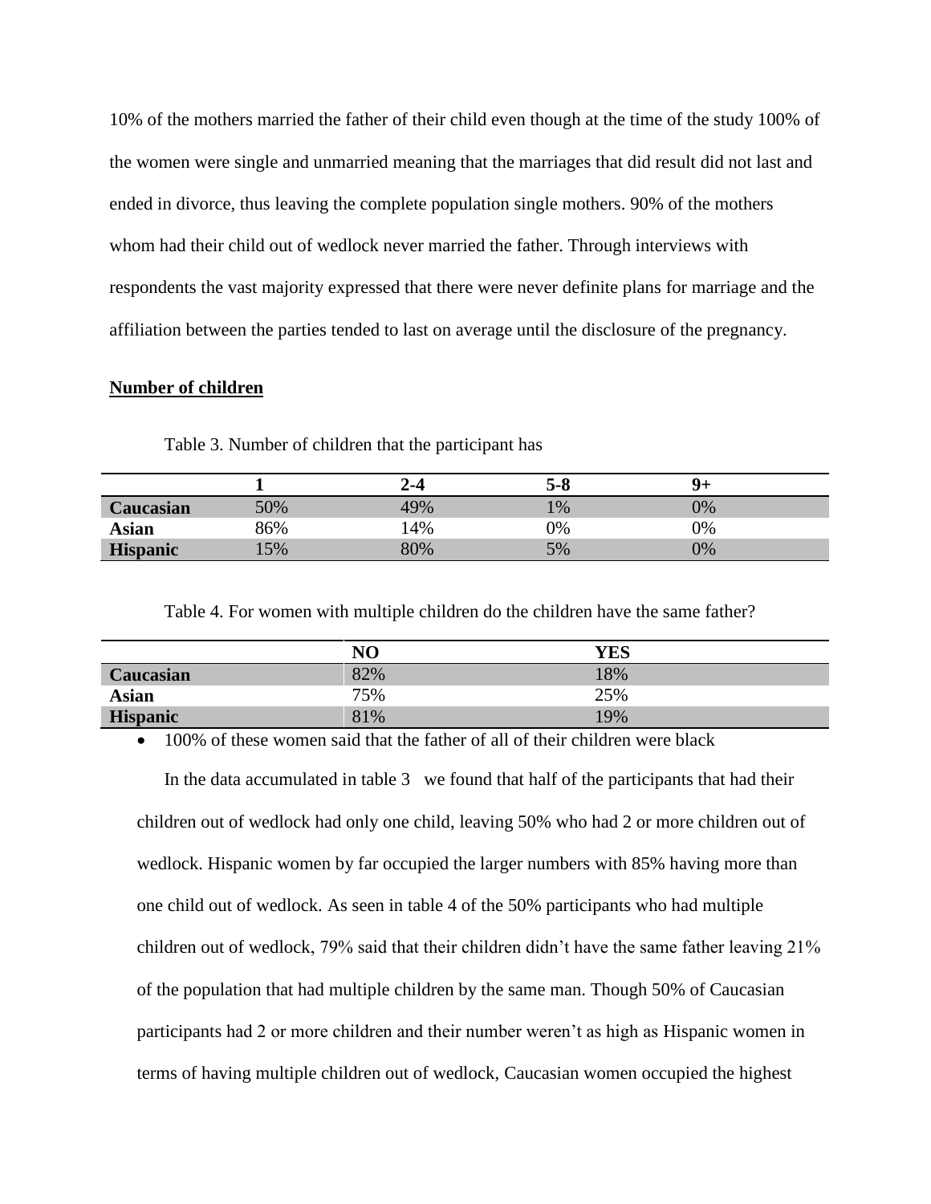10% of the mothers married the father of their child even though at the time of the study 100% of the women were single and unmarried meaning that the marriages that did result did not last and ended in divorce, thus leaving the complete population single mothers. 90% of the mothers whom had their child out of wedlock never married the father. Through interviews with respondents the vast majority expressed that there were never definite plans for marriage and the affiliation between the parties tended to last on average until the disclosure of the pregnancy.

**Number of children**

Table 3. Number of children that the participant has

| | 1 | 2-4 | 5-8 | 9+ |
|---|---|---|---|---|
| **Caucasian** | 50% | 49% | 1% | 0% |
| **Asian** | 86% | 14% | 0% | 0% |
| **Hispanic** | 15% | 80% | 5% | 0% |

Table 4. For women with multiple children do the children have the same father?

| | NO | YES |
|---|---|---|
| **Caucasian** | 82% | 18% |
| **Asian** | 75% | 25% |
| **Hispanic** | 81% | 19% |

- 100% of these women said that the father of all of their children were black

In the data accumulated in table 3 we found that half of the participants that had their children out of wedlock had only one child, leaving 50% who had 2 or more children out of wedlock. Hispanic women by far occupied the larger numbers with 85% having more than one child out of wedlock. As seen in table 4 of the 50% participants who had multiple children out of wedlock, 79% said that their children didn't have the same father leaving 21% of the population that had multiple children by the same man. Though 50% of Caucasian participants had 2 or more children and their number weren't as high as Hispanic women in terms of having multiple children out of wedlock, Caucasian women occupied the highest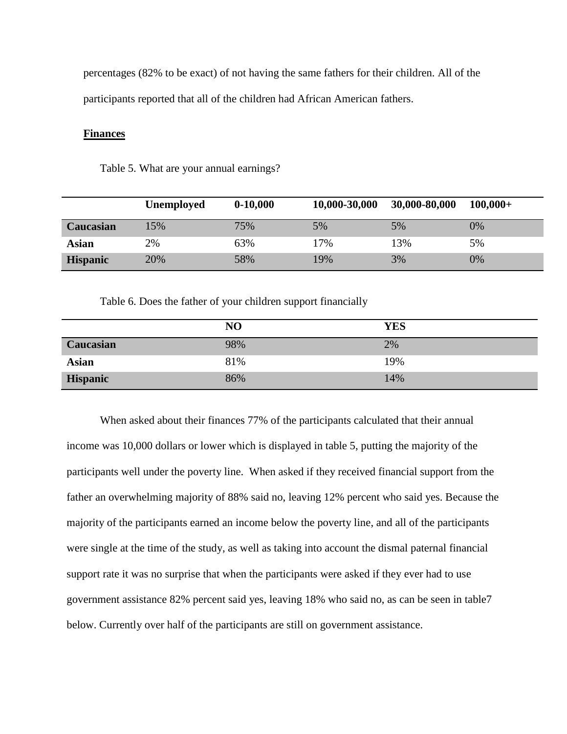percentages (82% to be exact) of not having the same fathers for their children. All of the participants reported that all of the children had African American fathers.

**Finances**

Table 5. What are your annual earnings?

| | Unemployed | 0-10,000 | 10,000-30,000 | 30,000-80,000 | 100,000+ |
|---|---|---|---|---|---|
| **Caucasian** | 15% | 75% | 5% | 5% | 0% |
| **Asian** | 2% | 63% | 17% | 13% | 5% |
| **Hispanic** | 20% | 58% | 19% | 3% | 0% |

Table 6. Does the father of your children support financially

| | NO | YES |
|---|---|---|
| **Caucasian** | 98% | 2% |
| **Asian** | 81% | 19% |
| **Hispanic** | 86% | 14% |

When asked about their finances 77% of the participants calculated that their annual income was 10,000 dollars or lower which is displayed in table 5, putting the majority of the participants well under the poverty line. When asked if they received financial support from the father an overwhelming majority of 88% said no, leaving 12% percent who said yes. Because the majority of the participants earned an income below the poverty line, and all of the participants were single at the time of the study, as well as taking into account the dismal paternal financial support rate it was no surprise that when the participants were asked if they ever had to use government assistance 82% percent said yes, leaving 18% who said no, as can be seen in table7 below. Currently over half of the participants are still on government assistance.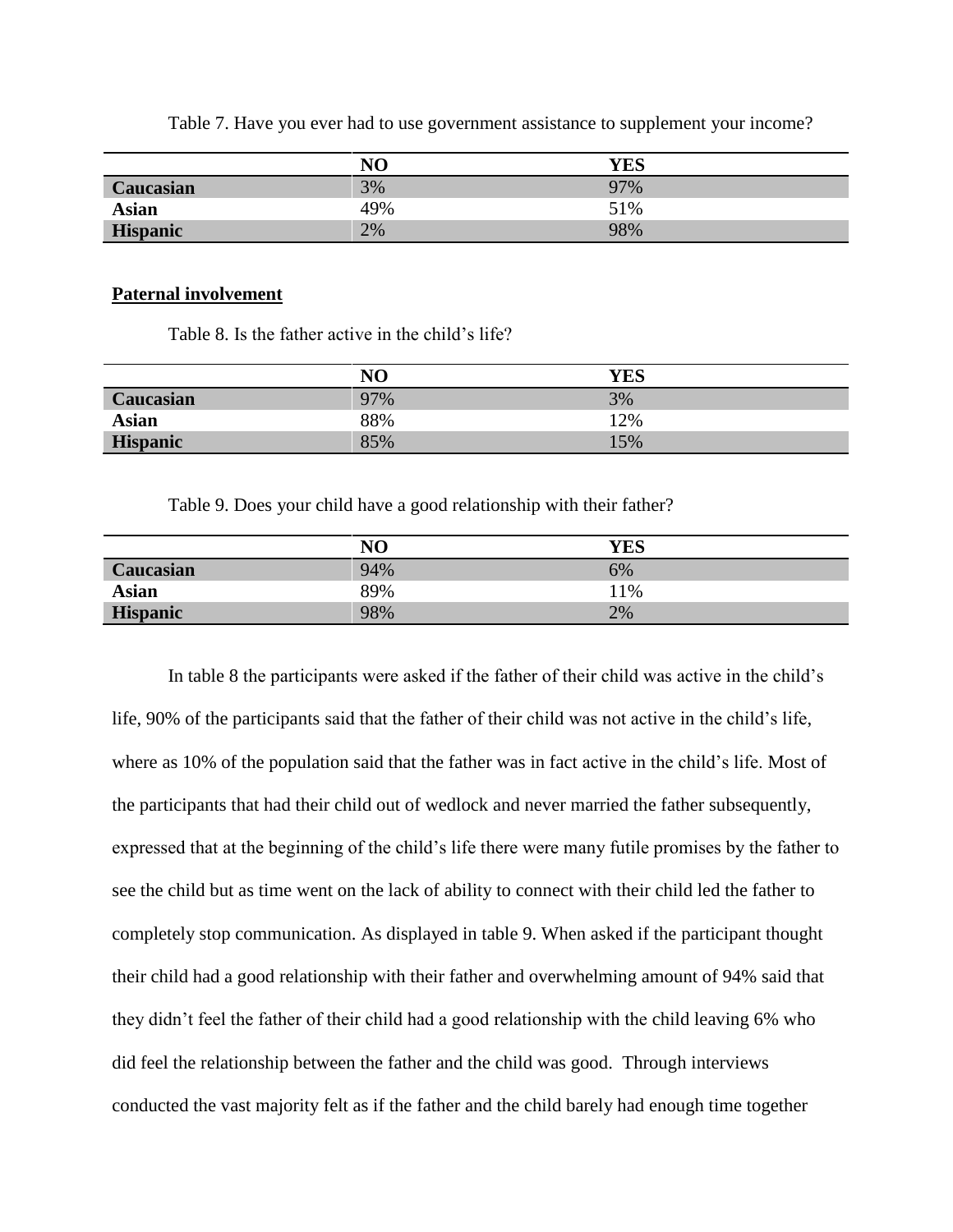Table 7. Have you ever had to use government assistance to supplement your income?

| | NO | YES |
|---|---|---|
| **Caucasian** | 3% | 97% |
| **Asian** | 49% | 51% |
| **Hispanic** | 2% | 98% |

**Paternal involvement**

Table 8. Is the father active in the child's life?

| | NO | YES |
|---|---|---|
| **Caucasian** | 97% | 3% |
| **Asian** | 88% | 12% |
| **Hispanic** | 85% | 15% |

Table 9. Does your child have a good relationship with their father?

| | NO | YES |
|---|---|---|
| **Caucasian** | 94% | 6% |
| **Asian** | 89% | 11% |
| **Hispanic** | 98% | 2% |

In table 8 the participants were asked if the father of their child was active in the child's life, 90% of the participants said that the father of their child was not active in the child's life, where as 10% of the population said that the father was in fact active in the child's life. Most of the participants that had their child out of wedlock and never married the father subsequently, expressed that at the beginning of the child's life there were many futile promises by the father to see the child but as time went on the lack of ability to connect with their child led the father to completely stop communication. As displayed in table 9. When asked if the participant thought their child had a good relationship with their father and overwhelming amount of 94% said that they didn't feel the father of their child had a good relationship with the child leaving 6% who did feel the relationship between the father and the child was good. Through interviews conducted the vast majority felt as if the father and the child barely had enough time together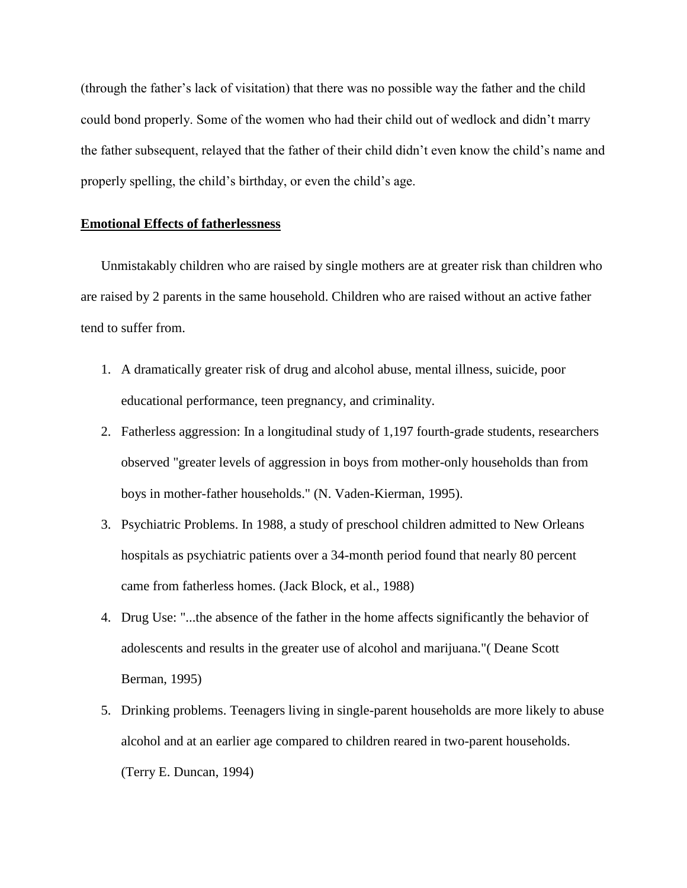(through the father's lack of visitation) that there was no possible way the father and the child could bond properly. Some of the women who had their child out of wedlock and didn't marry the father subsequent, relayed that the father of their child didn't even know the child's name and properly spelling, the child's birthday, or even the child's age.

## **Emotional Effects of fatherlessness**

Unmistakably children who are raised by single mothers are at greater risk than children who are raised by 2 parents in the same household. Children who are raised without an active father tend to suffer from.

1. A dramatically greater risk of drug and alcohol abuse, mental illness, suicide, poor educational performance, teen pregnancy, and criminality.
2. Fatherless aggression: In a longitudinal study of 1,197 fourth-grade students, researchers observed "greater levels of aggression in boys from mother-only households than from boys in mother-father households." (N. Vaden-Kierman, 1995).
3. Psychiatric Problems. In 1988, a study of preschool children admitted to New Orleans hospitals as psychiatric patients over a 34-month period found that nearly 80 percent came from fatherless homes. (Jack Block, et al., 1988)
4. Drug Use: "...the absence of the father in the home affects significantly the behavior of adolescents and results in the greater use of alcohol and marijuana."( Deane Scott Berman, 1995)
5. Drinking problems. Teenagers living in single-parent households are more likely to abuse alcohol and at an earlier age compared to children reared in two-parent households. (Terry E. Duncan, 1994)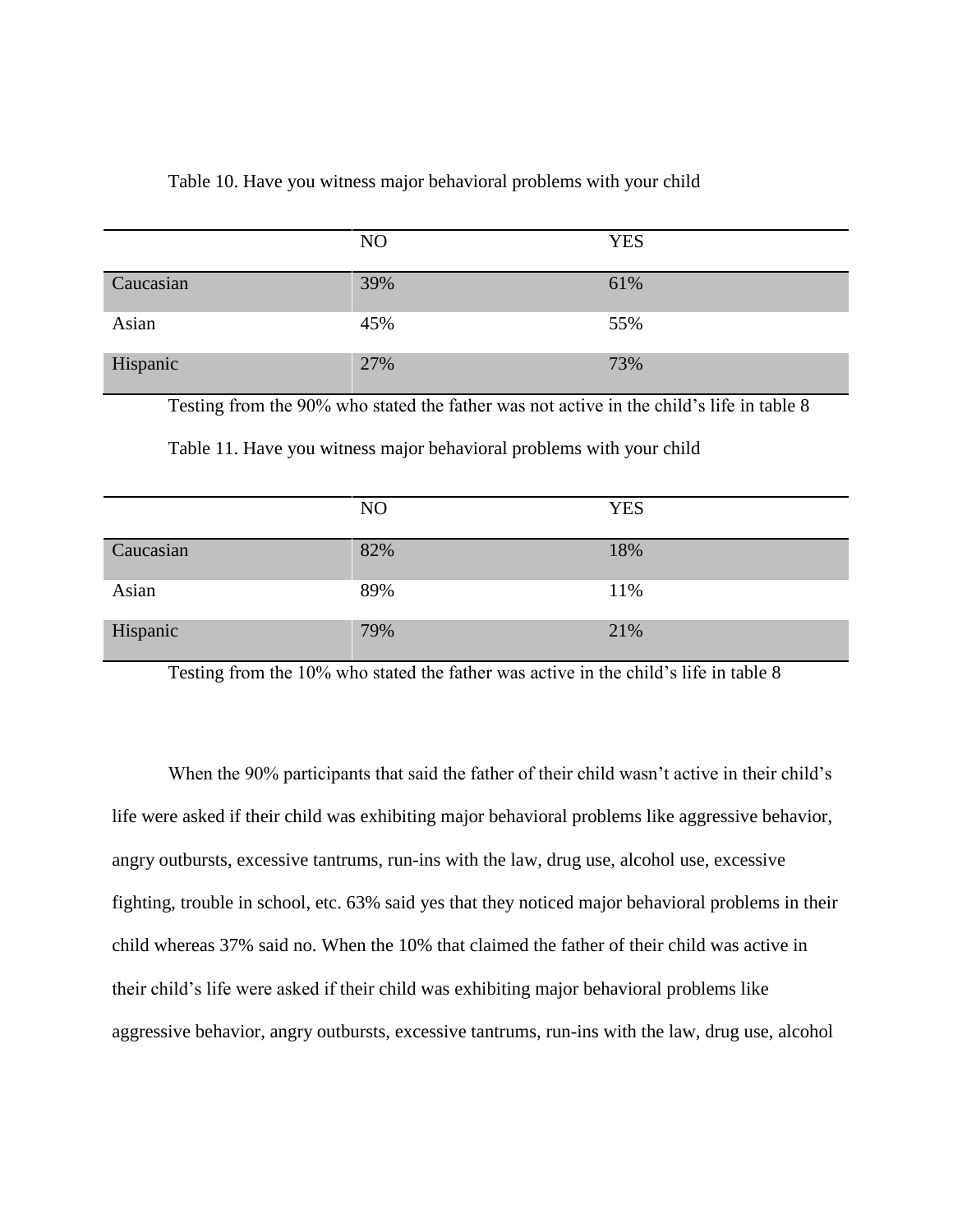Table 10. Have you witness major behavioral problems with your child

| | NO | YES |
|---|---|---|
| Caucasian | 39% | 61% |
| Asian | 45% | 55% |
| Hispanic | 27% | 73% |

Testing from the 90% who stated the father was not active in the child's life in table 8

Table 11. Have you witness major behavioral problems with your child

| | NO | YES |
|---|---|---|
| Caucasian | 82% | 18% |
| Asian | 89% | 11% |
| Hispanic | 79% | 21% |

Testing from the 10% who stated the father was active in the child's life in table 8

When the 90% participants that said the father of their child wasn't active in their child's life were asked if their child was exhibiting major behavioral problems like aggressive behavior, angry outbursts, excessive tantrums, run-ins with the law, drug use, alcohol use, excessive fighting, trouble in school, etc. 63% said yes that they noticed major behavioral problems in their child whereas 37% said no. When the 10% that claimed the father of their child was active in their child's life were asked if their child was exhibiting major behavioral problems like aggressive behavior, angry outbursts, excessive tantrums, run-ins with the law, drug use, alcohol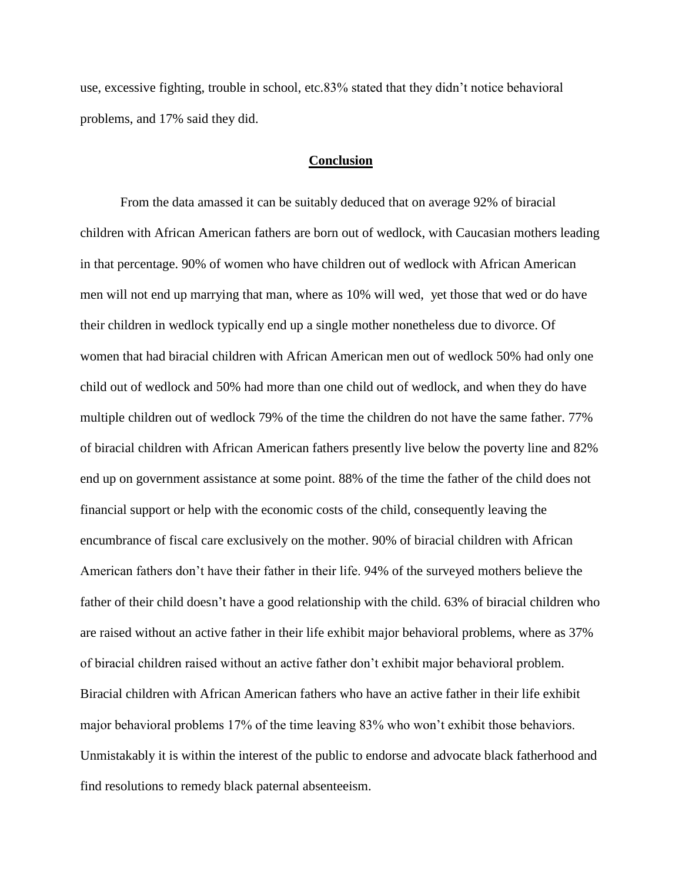use, excessive fighting, trouble in school, etc.83% stated that they didn't notice behavioral problems, and 17% said they did.

## **Conclusion**

From the data amassed it can be suitably deduced that on average 92% of biracial children with African American fathers are born out of wedlock, with Caucasian mothers leading in that percentage. 90% of women who have children out of wedlock with African American men will not end up marrying that man, where as 10% will wed,  yet those that wed or do have their children in wedlock typically end up a single mother nonetheless due to divorce. Of women that had biracial children with African American men out of wedlock 50% had only one child out of wedlock and 50% had more than one child out of wedlock, and when they do have multiple children out of wedlock 79% of the time the children do not have the same father. 77% of biracial children with African American fathers presently live below the poverty line and 82% end up on government assistance at some point. 88% of the time the father of the child does not financial support or help with the economic costs of the child, consequently leaving the encumbrance of fiscal care exclusively on the mother. 90% of biracial children with African American fathers don't have their father in their life. 94% of the surveyed mothers believe the father of their child doesn't have a good relationship with the child. 63% of biracial children who are raised without an active father in their life exhibit major behavioral problems, where as 37% of biracial children raised without an active father don't exhibit major behavioral problem. Biracial children with African American fathers who have an active father in their life exhibit major behavioral problems 17% of the time leaving 83% who won't exhibit those behaviors. Unmistakably it is within the interest of the public to endorse and advocate black fatherhood and find resolutions to remedy black paternal absenteeism.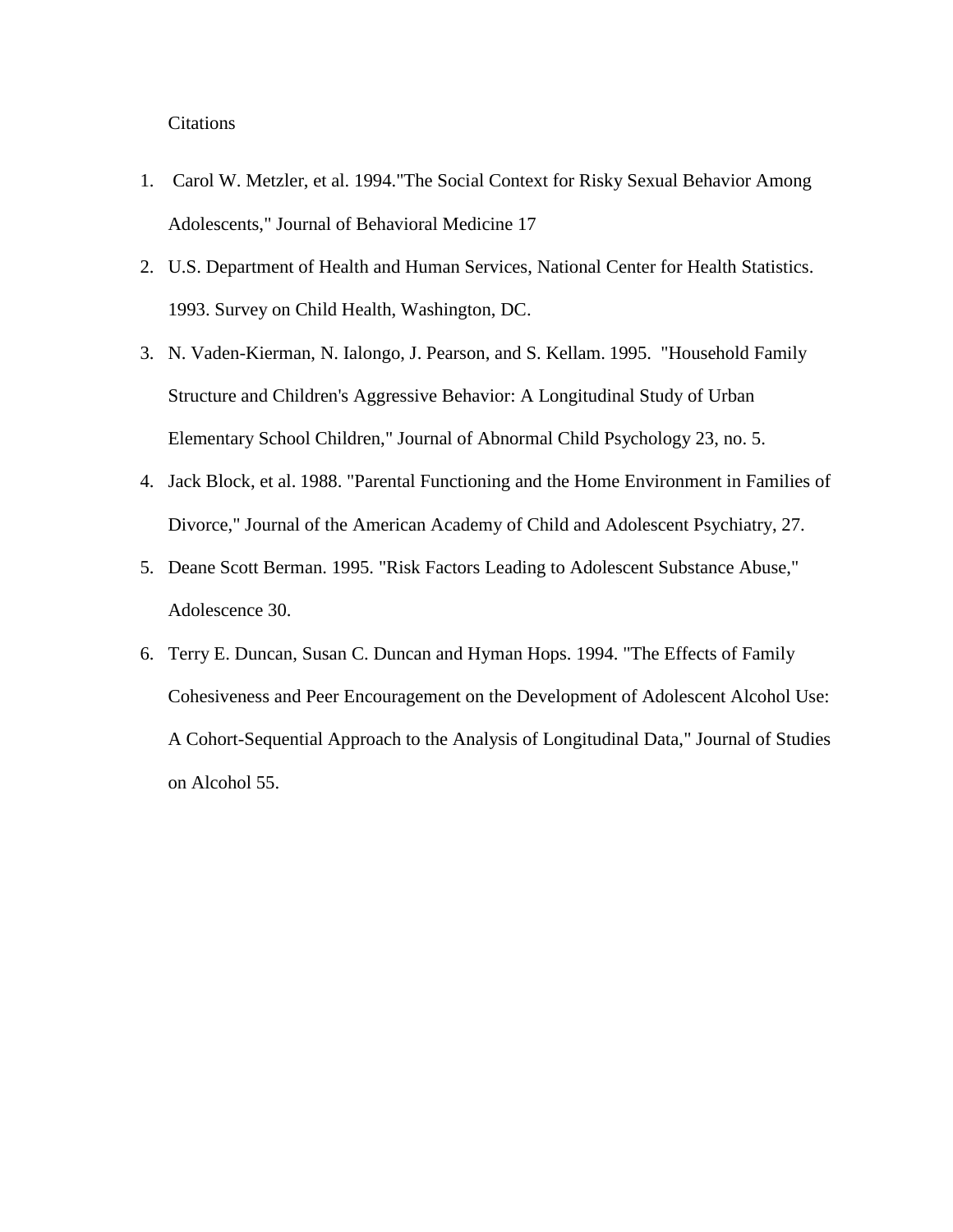Citations

1. Carol W. Metzler, et al. 1994."The Social Context for Risky Sexual Behavior Among Adolescents," Journal of Behavioral Medicine 17
2. U.S. Department of Health and Human Services, National Center for Health Statistics. 1993. Survey on Child Health, Washington, DC.
3. N. Vaden-Kierman, N. Ialongo, J. Pearson, and S. Kellam. 1995. "Household Family Structure and Children's Aggressive Behavior: A Longitudinal Study of Urban Elementary School Children," Journal of Abnormal Child Psychology 23, no. 5.
4. Jack Block, et al. 1988. "Parental Functioning and the Home Environment in Families of Divorce," Journal of the American Academy of Child and Adolescent Psychiatry, 27.
5. Deane Scott Berman. 1995. "Risk Factors Leading to Adolescent Substance Abuse," Adolescence 30.
6. Terry E. Duncan, Susan C. Duncan and Hyman Hops. 1994. "The Effects of Family Cohesiveness and Peer Encouragement on the Development of Adolescent Alcohol Use: A Cohort-Sequential Approach to the Analysis of Longitudinal Data," Journal of Studies on Alcohol 55.